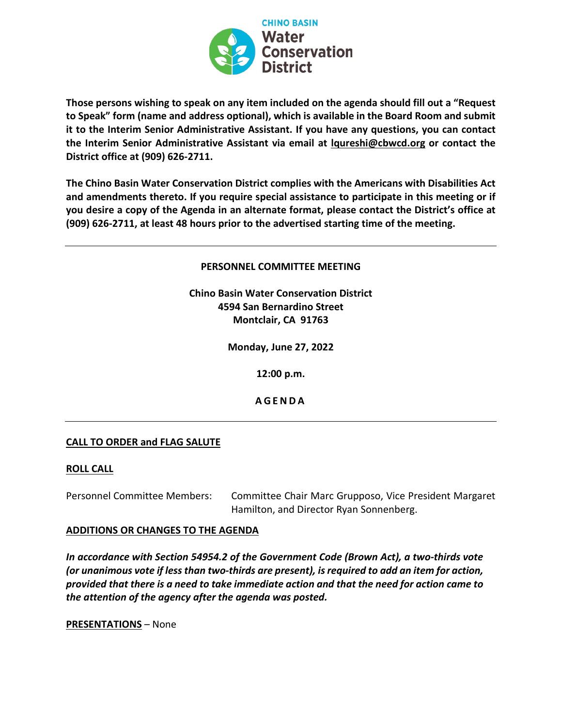**CHINO BASIN Water Conservation District**

**Those persons wishing to speak on any item included on the agenda should fill out a "Request to Speak" form (name and address optional), which is available in the Board Room and submit it to the Interim Senior Administrative Assistant. If you have any questions, you can contact the Interim Senior Administrative Assistant via email at lqureshi@cbwcd.org or contact the District office at (909) 626-2711.**

**The Chino Basin Water Conservation District complies with the Americans with Disabilities Act and amendments thereto. If you require special assistance to participate in this meeting or if you desire a copy of the Agenda in an alternate format, please contact the District's office at (909) 626-2711, at least 48 hours prior to the advertised starting time of the meeting.**

---

**PERSONNEL COMMITTEE MEETING**

**Chino Basin Water Conservation District**
**4594 San Bernardino Street**
**Montclair, CA 91763**

**Monday, June 27, 2022**

**12:00 p.m.**

**A G E N D A**

---

**CALL TO ORDER and FLAG SALUTE**

**ROLL CALL**

Personnel Committee Members: Committee Chair Marc Grupposo, Vice President Margaret Hamilton, and Director Ryan Sonnenberg.

**ADDITIONS OR CHANGES TO THE AGENDA**

***In accordance with Section 54954.2 of the Government Code (Brown Act), a two-thirds vote (or unanimous vote if less than two-thirds are present), is required to add an item for action, provided that there is a need to take immediate action and that the need for action came to the attention of the agency after the agenda was posted.***

**PRESENTATIONS** – None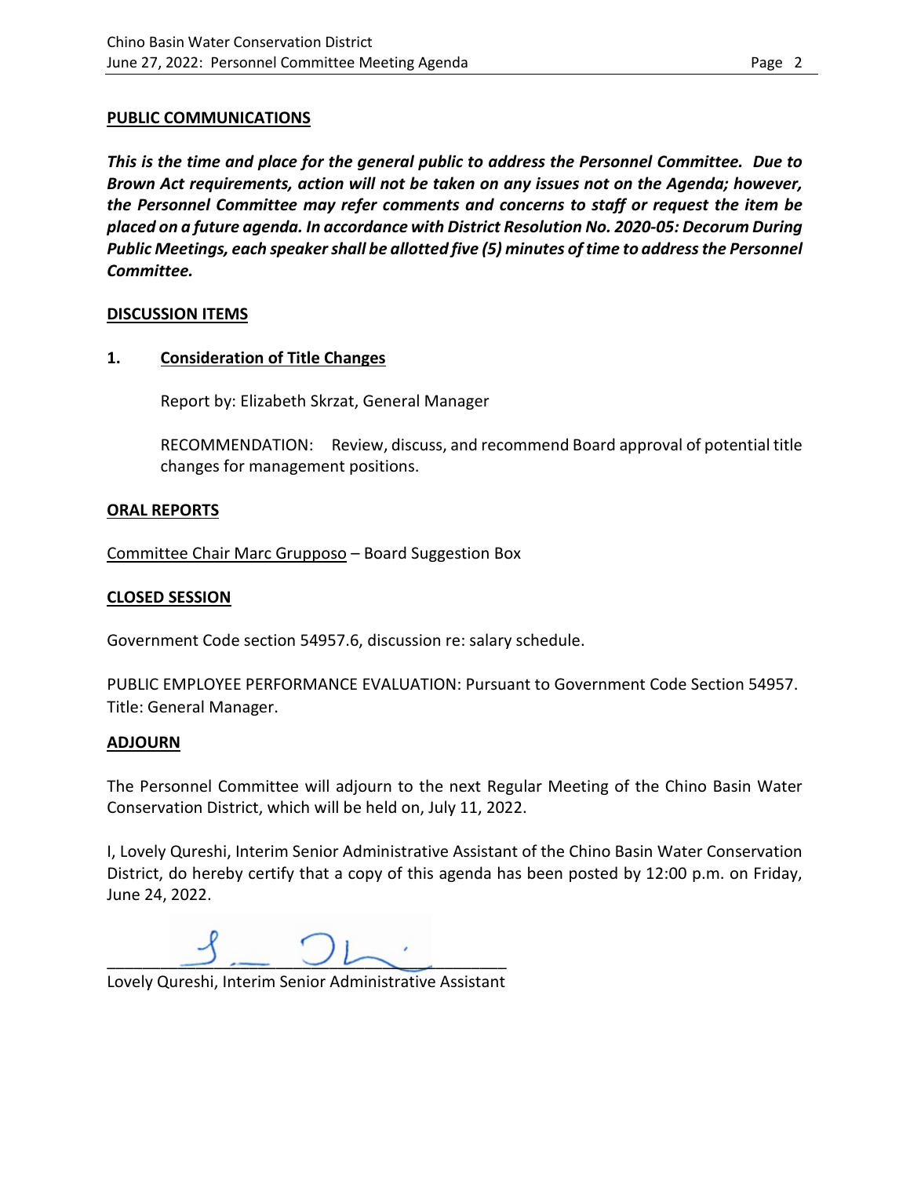**PUBLIC COMMUNICATIONS**

***This is the time and place for the general public to address the Personnel Committee. Due to Brown Act requirements, action will not be taken on any issues not on the Agenda; however, the Personnel Committee may refer comments and concerns to staff or request the item be placed on a future agenda. In accordance with District Resolution No. 2020-05: Decorum During Public Meetings, each speaker shall be allotted five (5) minutes of time to address the Personnel Committee.***

**DISCUSSION ITEMS**

**1. Consideration of Title Changes**

Report by: Elizabeth Skrzat, General Manager

RECOMMENDATION: Review, discuss, and recommend Board approval of potential title changes for management positions.

**ORAL REPORTS**

Committee Chair Marc Grupposo – Board Suggestion Box

**CLOSED SESSION**

Government Code section 54957.6, discussion re: salary schedule.

PUBLIC EMPLOYEE PERFORMANCE EVALUATION: Pursuant to Government Code Section 54957. Title: General Manager.

**ADJOURN**

The Personnel Committee will adjourn to the next Regular Meeting of the Chino Basin Water Conservation District, which will be held on, July 11, 2022.

I, Lovely Qureshi, Interim Senior Administrative Assistant of the Chino Basin Water Conservation District, do hereby certify that a copy of this agenda has been posted by 12:00 p.m. on Friday, June 24, 2022.

\_\_\_\_\_\_\_\_\_\_\_\_\_\_\_\_\_\_\_\_\_\_\_\_\_\_\_\_\_\_\_\_\_\_\_\_\_\_\_\_\_\_

Lovely Qureshi, Interim Senior Administrative Assistant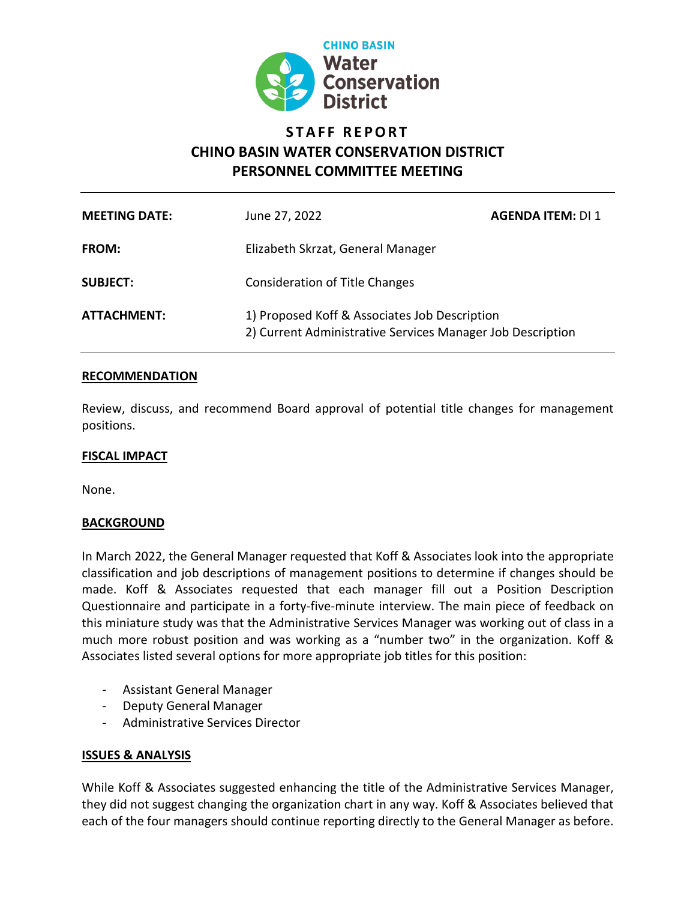# STAFF REPORT

## CHINO BASIN WATER CONSERVATION DISTRICT
## PERSONNEL COMMITTEE MEETING

| | | |
|---|---|---|
| **MEETING DATE:** | June 27, 2022 | **AGENDA ITEM:** DI 1 |
| **FROM:** | Elizabeth Skrzat, General Manager | |
| **SUBJECT:** | Consideration of Title Changes | |
| **ATTACHMENT:** | 1) Proposed Koff & Associates Job Description<br>2) Current Administrative Services Manager Job Description | |

**RECOMMENDATION**

Review, discuss, and recommend Board approval of potential title changes for management positions.

**FISCAL IMPACT**

None.

**BACKGROUND**

In March 2022, the General Manager requested that Koff & Associates look into the appropriate classification and job descriptions of management positions to determine if changes should be made. Koff & Associates requested that each manager fill out a Position Description Questionnaire and participate in a forty-five-minute interview. The main piece of feedback on this miniature study was that the Administrative Services Manager was working out of class in a much more robust position and was working as a "number two" in the organization. Koff & Associates listed several options for more appropriate job titles for this position:

- Assistant General Manager
- Deputy General Manager
- Administrative Services Director

**ISSUES & ANALYSIS**

While Koff & Associates suggested enhancing the title of the Administrative Services Manager, they did not suggest changing the organization chart in any way. Koff & Associates believed that each of the four managers should continue reporting directly to the General Manager as before.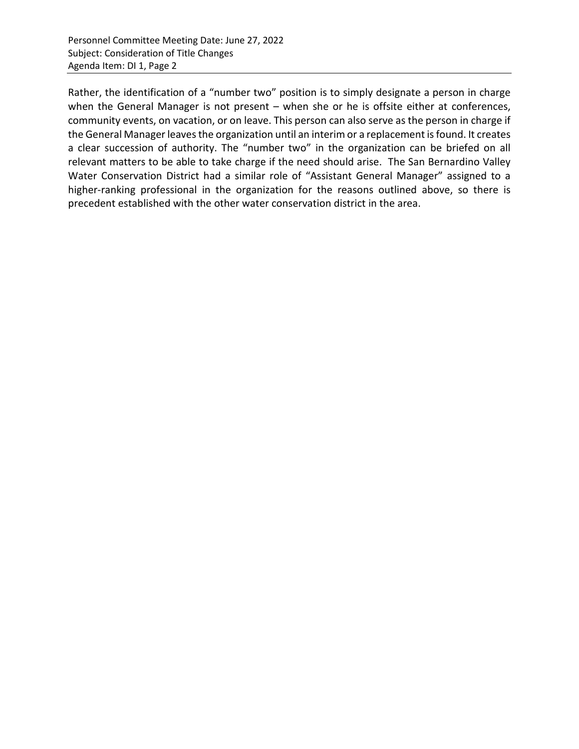Rather, the identification of a "number two" position is to simply designate a person in charge when the General Manager is not present – when she or he is offsite either at conferences, community events, on vacation, or on leave. This person can also serve as the person in charge if the General Manager leaves the organization until an interim or a replacement is found. It creates a clear succession of authority. The "number two" in the organization can be briefed on all relevant matters to be able to take charge if the need should arise. The San Bernardino Valley Water Conservation District had a similar role of "Assistant General Manager" assigned to a higher-ranking professional in the organization for the reasons outlined above, so there is precedent established with the other water conservation district in the area.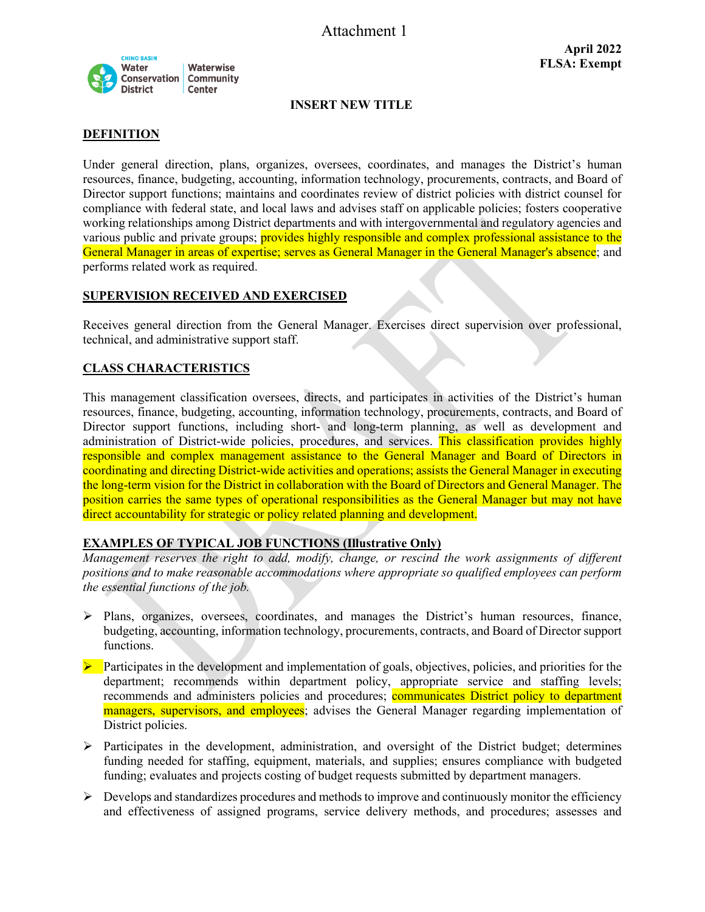Attachment 1

April 2022
FLSA: Exempt

CHINO BASIN Water Conservation District | Waterwise Community Center

**INSERT NEW TITLE**

## DEFINITION

Under general direction, plans, organizes, oversees, coordinates, and manages the District's human resources, finance, budgeting, accounting, information technology, procurements, contracts, and Board of Director support functions; maintains and coordinates review of district policies with district counsel for compliance with federal state, and local laws and advises staff on applicable policies; fosters cooperative working relationships among District departments and with intergovernmental and regulatory agencies and various public and private groups; provides highly responsible and complex professional assistance to the General Manager in areas of expertise; serves as General Manager in the General Manager's absence; and performs related work as required.

## SUPERVISION RECEIVED AND EXERCISED

Receives general direction from the General Manager. Exercises direct supervision over professional, technical, and administrative support staff.

## CLASS CHARACTERISTICS

This management classification oversees, directs, and participates in activities of the District's human resources, finance, budgeting, accounting, information technology, procurements, contracts, and Board of Director support functions, including short- and long-term planning, as well as development and administration of District-wide policies, procedures, and services. This classification provides highly responsible and complex management assistance to the General Manager and Board of Directors in coordinating and directing District-wide activities and operations; assists the General Manager in executing the long-term vision for the District in collaboration with the Board of Directors and General Manager. The position carries the same types of operational responsibilities as the General Manager but may not have direct accountability for strategic or policy related planning and development.

## EXAMPLES OF TYPICAL JOB FUNCTIONS (Illustrative Only)

*Management reserves the right to add, modify, change, or rescind the work assignments of different positions and to make reasonable accommodations where appropriate so qualified employees can perform the essential functions of the job.*

- Plans, organizes, oversees, coordinates, and manages the District's human resources, finance, budgeting, accounting, information technology, procurements, contracts, and Board of Director support functions.
- Participates in the development and implementation of goals, objectives, policies, and priorities for the department; recommends within department policy, appropriate service and staffing levels; recommends and administers policies and procedures; communicates District policy to department managers, supervisors, and employees; advises the General Manager regarding implementation of District policies.
- Participates in the development, administration, and oversight of the District budget; determines funding needed for staffing, equipment, materials, and supplies; ensures compliance with budgeted funding; evaluates and projects costing of budget requests submitted by department managers.
- Develops and standardizes procedures and methods to improve and continuously monitor the efficiency and effectiveness of assigned programs, service delivery methods, and procedures; assesses and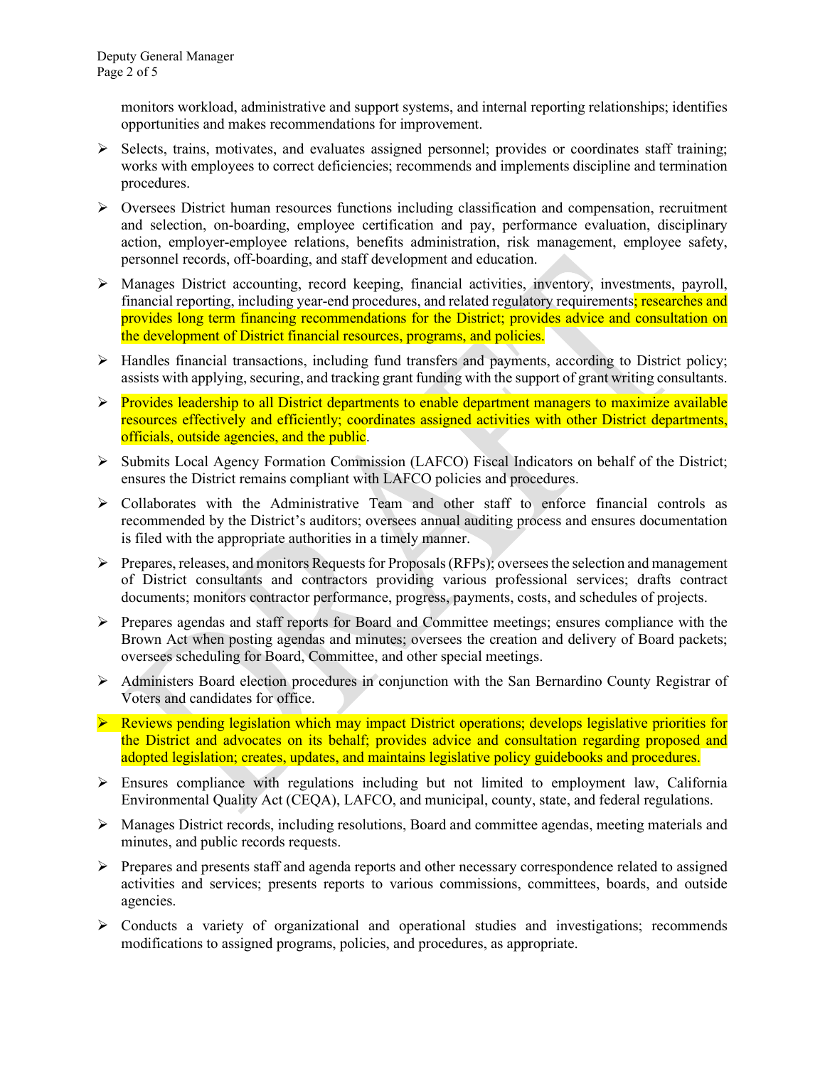monitors workload, administrative and support systems, and internal reporting relationships; identifies opportunities and makes recommendations for improvement.

- Selects, trains, motivates, and evaluates assigned personnel; provides or coordinates staff training; works with employees to correct deficiencies; recommends and implements discipline and termination procedures.
- Oversees District human resources functions including classification and compensation, recruitment and selection, on-boarding, employee certification and pay, performance evaluation, disciplinary action, employer-employee relations, benefits administration, risk management, employee safety, personnel records, off-boarding, and staff development and education.
- Manages District accounting, record keeping, financial activities, inventory, investments, payroll, financial reporting, including year-end procedures, and related regulatory requirements; researches and provides long term financing recommendations for the District; provides advice and consultation on the development of District financial resources, programs, and policies.
- Handles financial transactions, including fund transfers and payments, according to District policy; assists with applying, securing, and tracking grant funding with the support of grant writing consultants.
- Provides leadership to all District departments to enable department managers to maximize available resources effectively and efficiently; coordinates assigned activities with other District departments, officials, outside agencies, and the public.
- Submits Local Agency Formation Commission (LAFCO) Fiscal Indicators on behalf of the District; ensures the District remains compliant with LAFCO policies and procedures.
- Collaborates with the Administrative Team and other staff to enforce financial controls as recommended by the District's auditors; oversees annual auditing process and ensures documentation is filed with the appropriate authorities in a timely manner.
- Prepares, releases, and monitors Requests for Proposals (RFPs); oversees the selection and management of District consultants and contractors providing various professional services; drafts contract documents; monitors contractor performance, progress, payments, costs, and schedules of projects.
- Prepares agendas and staff reports for Board and Committee meetings; ensures compliance with the Brown Act when posting agendas and minutes; oversees the creation and delivery of Board packets; oversees scheduling for Board, Committee, and other special meetings.
- Administers Board election procedures in conjunction with the San Bernardino County Registrar of Voters and candidates for office.
- Reviews pending legislation which may impact District operations; develops legislative priorities for the District and advocates on its behalf; provides advice and consultation regarding proposed and adopted legislation; creates, updates, and maintains legislative policy guidebooks and procedures.
- Ensures compliance with regulations including but not limited to employment law, California Environmental Quality Act (CEQA), LAFCO, and municipal, county, state, and federal regulations.
- Manages District records, including resolutions, Board and committee agendas, meeting materials and minutes, and public records requests.
- Prepares and presents staff and agenda reports and other necessary correspondence related to assigned activities and services; presents reports to various commissions, committees, boards, and outside agencies.
- Conducts a variety of organizational and operational studies and investigations; recommends modifications to assigned programs, policies, and procedures, as appropriate.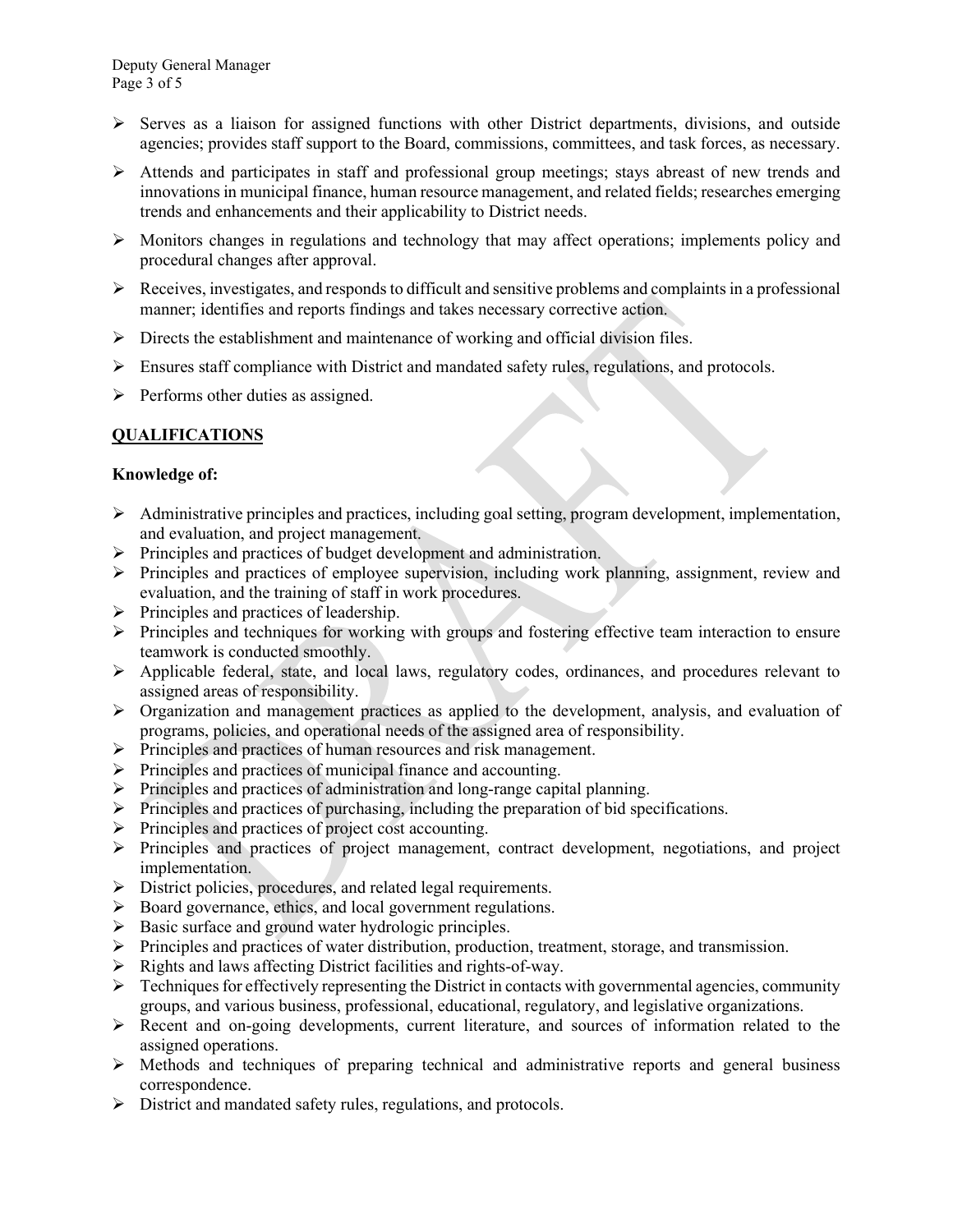- Serves as a liaison for assigned functions with other District departments, divisions, and outside agencies; provides staff support to the Board, commissions, committees, and task forces, as necessary.
- Attends and participates in staff and professional group meetings; stays abreast of new trends and innovations in municipal finance, human resource management, and related fields; researches emerging trends and enhancements and their applicability to District needs.
- Monitors changes in regulations and technology that may affect operations; implements policy and procedural changes after approval.
- Receives, investigates, and responds to difficult and sensitive problems and complaints in a professional manner; identifies and reports findings and takes necessary corrective action.
- Directs the establishment and maintenance of working and official division files.
- Ensures staff compliance with District and mandated safety rules, regulations, and protocols.
- Performs other duties as assigned.

## QUALIFICATIONS

**Knowledge of:**

- Administrative principles and practices, including goal setting, program development, implementation, and evaluation, and project management.
- Principles and practices of budget development and administration.
- Principles and practices of employee supervision, including work planning, assignment, review and evaluation, and the training of staff in work procedures.
- Principles and practices of leadership.
- Principles and techniques for working with groups and fostering effective team interaction to ensure teamwork is conducted smoothly.
- Applicable federal, state, and local laws, regulatory codes, ordinances, and procedures relevant to assigned areas of responsibility.
- Organization and management practices as applied to the development, analysis, and evaluation of programs, policies, and operational needs of the assigned area of responsibility.
- Principles and practices of human resources and risk management.
- Principles and practices of municipal finance and accounting.
- Principles and practices of administration and long-range capital planning.
- Principles and practices of purchasing, including the preparation of bid specifications.
- Principles and practices of project cost accounting.
- Principles and practices of project management, contract development, negotiations, and project implementation.
- District policies, procedures, and related legal requirements.
- Board governance, ethics, and local government regulations.
- Basic surface and ground water hydrologic principles.
- Principles and practices of water distribution, production, treatment, storage, and transmission.
- Rights and laws affecting District facilities and rights-of-way.
- Techniques for effectively representing the District in contacts with governmental agencies, community groups, and various business, professional, educational, regulatory, and legislative organizations.
- Recent and on-going developments, current literature, and sources of information related to the assigned operations.
- Methods and techniques of preparing technical and administrative reports and general business correspondence.
- District and mandated safety rules, regulations, and protocols.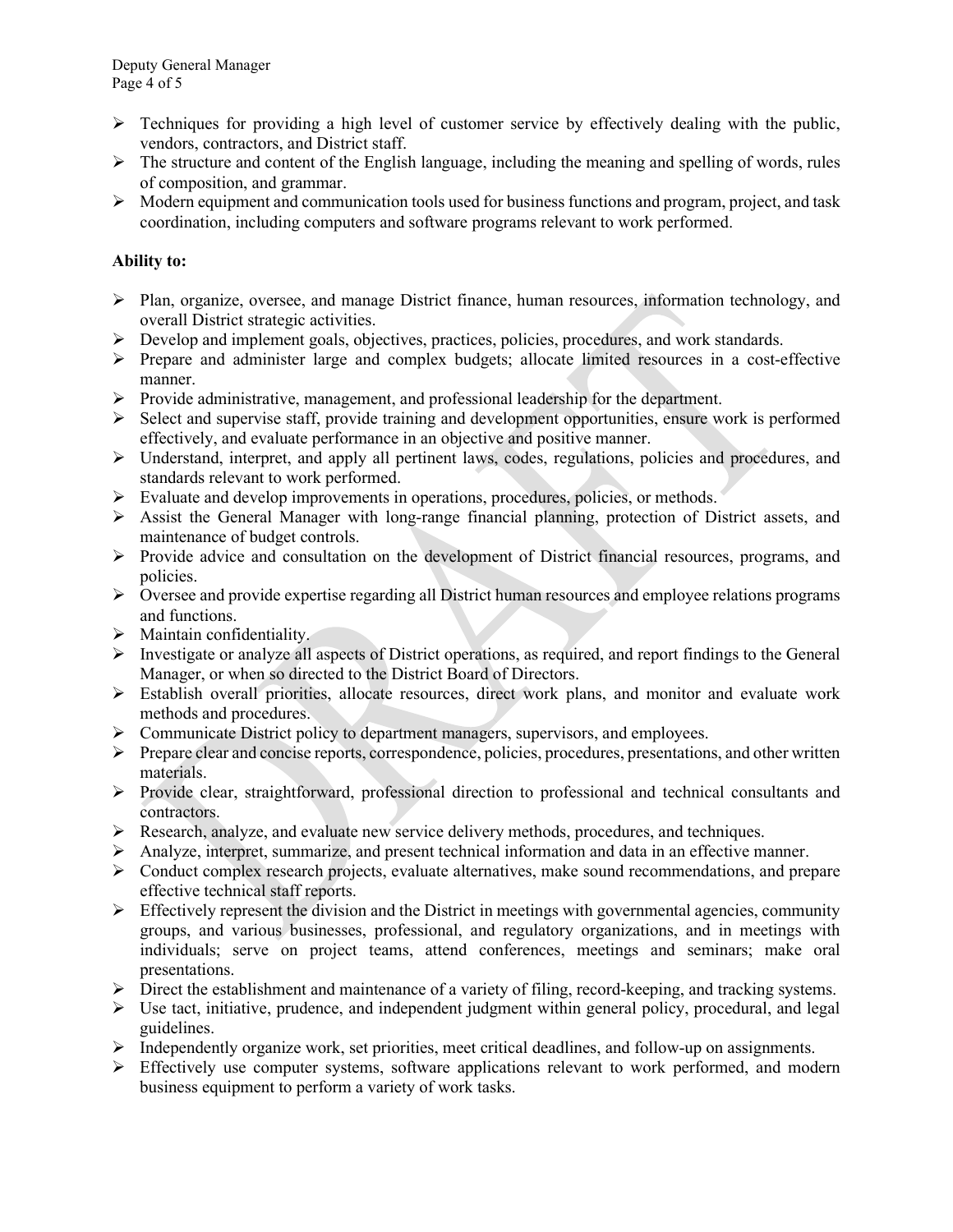- Techniques for providing a high level of customer service by effectively dealing with the public, vendors, contractors, and District staff.
- The structure and content of the English language, including the meaning and spelling of words, rules of composition, and grammar.
- Modern equipment and communication tools used for business functions and program, project, and task coordination, including computers and software programs relevant to work performed.

**Ability to:**

- Plan, organize, oversee, and manage District finance, human resources, information technology, and overall District strategic activities.
- Develop and implement goals, objectives, practices, policies, procedures, and work standards.
- Prepare and administer large and complex budgets; allocate limited resources in a cost-effective manner.
- Provide administrative, management, and professional leadership for the department.
- Select and supervise staff, provide training and development opportunities, ensure work is performed effectively, and evaluate performance in an objective and positive manner.
- Understand, interpret, and apply all pertinent laws, codes, regulations, policies and procedures, and standards relevant to work performed.
- Evaluate and develop improvements in operations, procedures, policies, or methods.
- Assist the General Manager with long-range financial planning, protection of District assets, and maintenance of budget controls.
- Provide advice and consultation on the development of District financial resources, programs, and policies.
- Oversee and provide expertise regarding all District human resources and employee relations programs and functions.
- Maintain confidentiality.
- Investigate or analyze all aspects of District operations, as required, and report findings to the General Manager, or when so directed to the District Board of Directors.
- Establish overall priorities, allocate resources, direct work plans, and monitor and evaluate work methods and procedures.
- Communicate District policy to department managers, supervisors, and employees.
- Prepare clear and concise reports, correspondence, policies, procedures, presentations, and other written materials.
- Provide clear, straightforward, professional direction to professional and technical consultants and contractors.
- Research, analyze, and evaluate new service delivery methods, procedures, and techniques.
- Analyze, interpret, summarize, and present technical information and data in an effective manner.
- Conduct complex research projects, evaluate alternatives, make sound recommendations, and prepare effective technical staff reports.
- Effectively represent the division and the District in meetings with governmental agencies, community groups, and various businesses, professional, and regulatory organizations, and in meetings with individuals; serve on project teams, attend conferences, meetings and seminars; make oral presentations.
- Direct the establishment and maintenance of a variety of filing, record-keeping, and tracking systems.
- Use tact, initiative, prudence, and independent judgment within general policy, procedural, and legal guidelines.
- Independently organize work, set priorities, meet critical deadlines, and follow-up on assignments.
- Effectively use computer systems, software applications relevant to work performed, and modern business equipment to perform a variety of work tasks.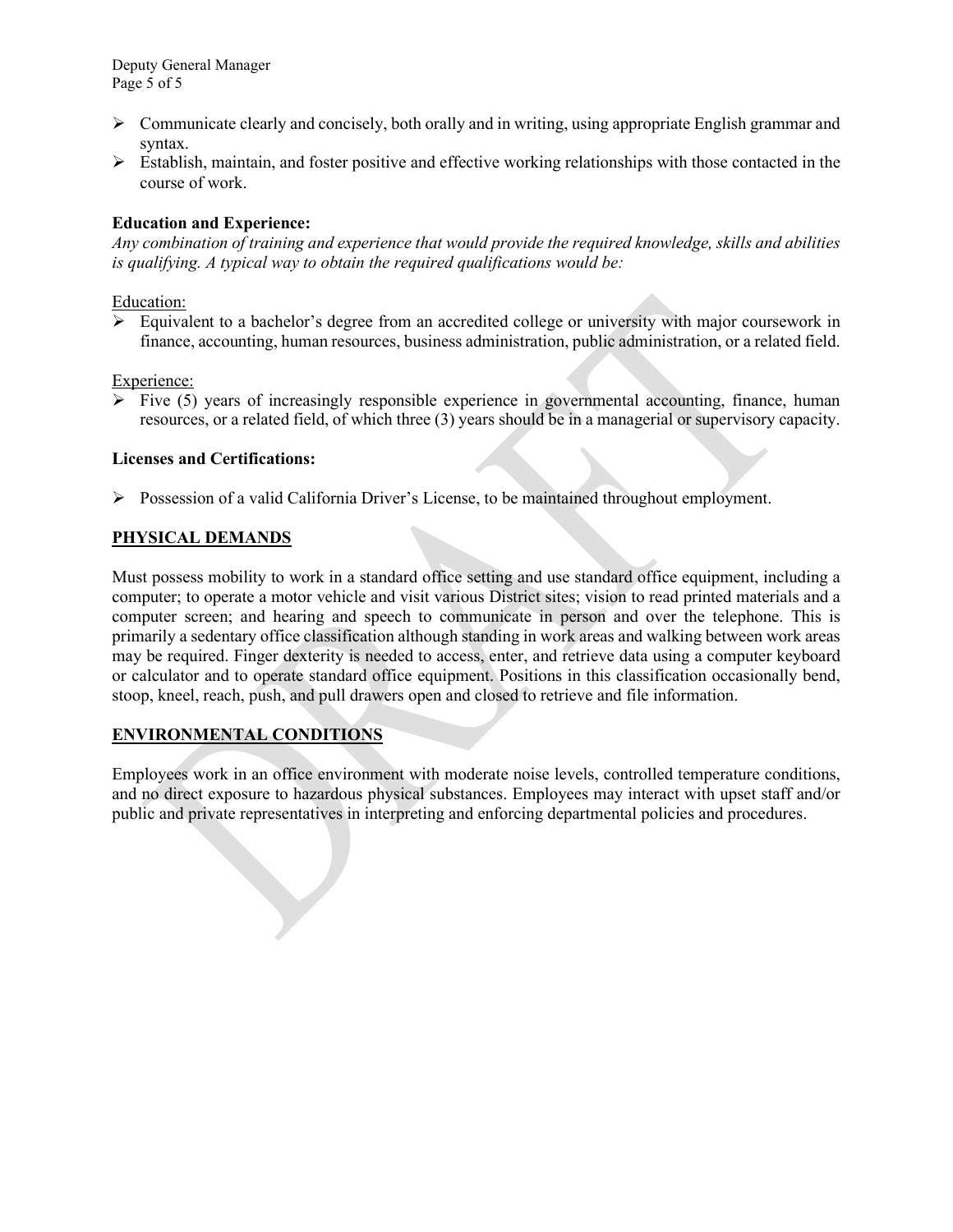- Communicate clearly and concisely, both orally and in writing, using appropriate English grammar and syntax.
- Establish, maintain, and foster positive and effective working relationships with those contacted in the course of work.

**Education and Experience:**

*Any combination of training and experience that would provide the required knowledge, skills and abilities is qualifying. A typical way to obtain the required qualifications would be:*

Education:

- Equivalent to a bachelor's degree from an accredited college or university with major coursework in finance, accounting, human resources, business administration, public administration, or a related field.

Experience:

- Five (5) years of increasingly responsible experience in governmental accounting, finance, human resources, or a related field, of which three (3) years should be in a managerial or supervisory capacity.

**Licenses and Certifications:**

- Possession of a valid California Driver's License, to be maintained throughout employment.

## PHYSICAL DEMANDS

Must possess mobility to work in a standard office setting and use standard office equipment, including a computer; to operate a motor vehicle and visit various District sites; vision to read printed materials and a computer screen; and hearing and speech to communicate in person and over the telephone. This is primarily a sedentary office classification although standing in work areas and walking between work areas may be required. Finger dexterity is needed to access, enter, and retrieve data using a computer keyboard or calculator and to operate standard office equipment. Positions in this classification occasionally bend, stoop, kneel, reach, push, and pull drawers open and closed to retrieve and file information.

## ENVIRONMENTAL CONDITIONS

Employees work in an office environment with moderate noise levels, controlled temperature conditions, and no direct exposure to hazardous physical substances. Employees may interact with upset staff and/or public and private representatives in interpreting and enforcing departmental policies and procedures.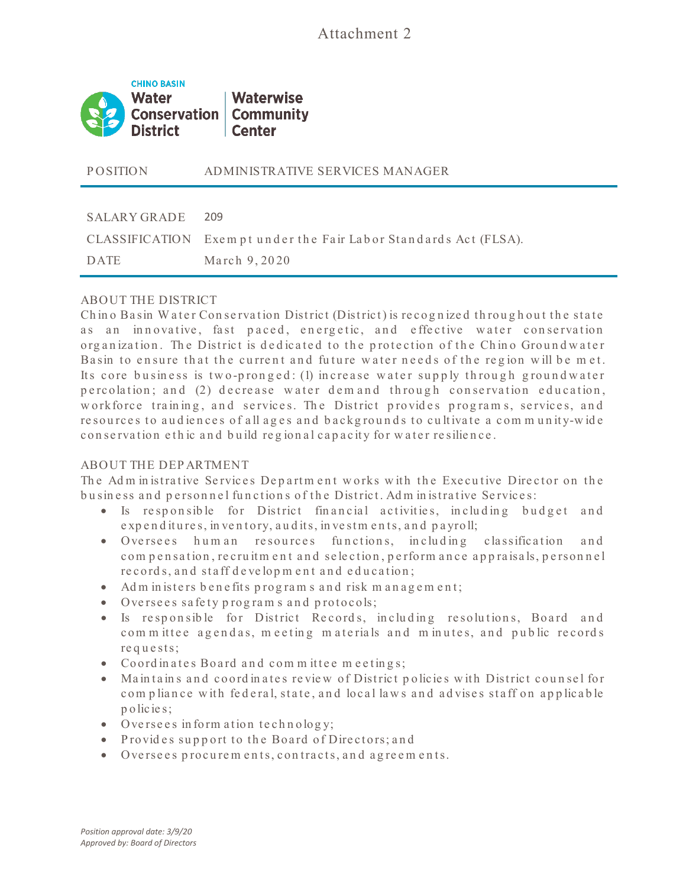Attachment 2

CHINO BASIN Water Conservation District | Waterwise Community Center

| POSITION | ADMINISTRATIVE SERVICES MANAGER |
|---|---|
| SALARY GRADE | 209 |
| CLASSIFICATION | Exempt under the Fair Labor Standards Act (FLSA). |
| DATE | March 9, 2020 |

## ABOUT THE DISTRICT

Chino Basin Water Conservation District (District) is recognized throughout the state as an innovative, fast paced, energetic, and effective water conservation organization. The District is dedicated to the protection of the Chino Groundwater Basin to ensure that the current and future water needs of the region will be met. Its core business is two-pronged: (1) increase water supply through groundwater percolation; and (2) decrease water demand through conservation education, workforce training, and services. The District provides programs, services, and resources to audiences of all ages and backgrounds to cultivate a community-wide conservation ethic and build regional capacity for water resilience.

## ABOUT THE DEPARTMENT

The Administrative Services Department works with the Executive Director on the business and personnel functions of the District. Administrative Services:

- Is responsible for District financial activities, including budget and expenditures, inventory, audits, investments, and payroll;
- Oversees human resources functions, including classification and compensation, recruitment and selection, performance appraisals, personnel records, and staff development and education;
- Administers benefits programs and risk management;
- Oversees safety programs and protocols;
- Is responsible for District Records, including resolutions, Board and committee agendas, meeting materials and minutes, and public records requests;
- Coordinates Board and committee meetings;
- Maintains and coordinates review of District policies with District counsel for compliance with federal, state, and local laws and advises staff on applicable policies;
- Oversees information technology;
- Provides support to the Board of Directors; and
- Oversees procurements, contracts, and agreements.

*Position approval date: 3/9/20*
*Approved by: Board of Directors*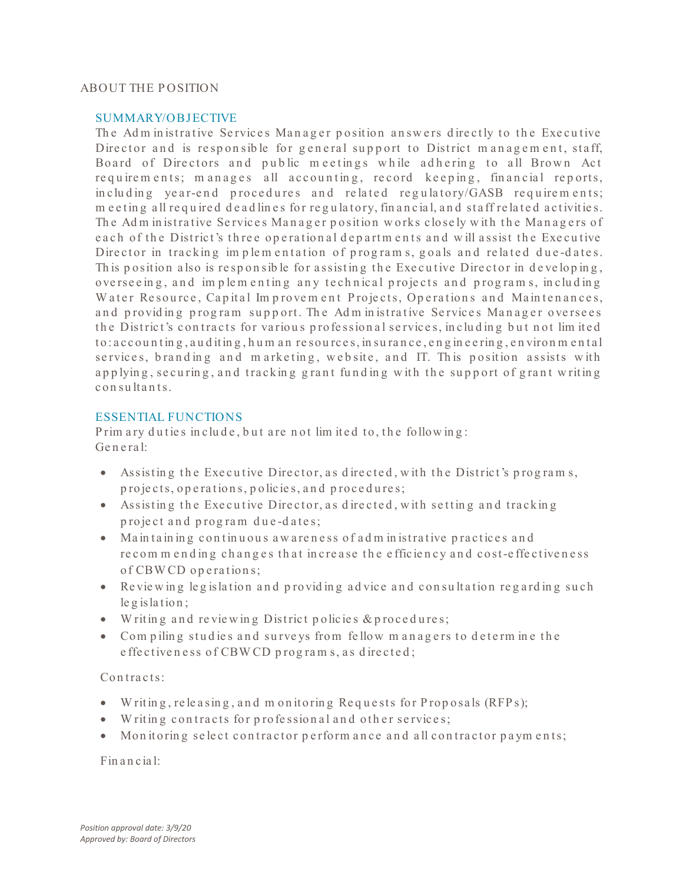ABOUT THE POSITION

## SUMMARY/OBJECTIVE

The Administrative Services Manager position answers directly to the Executive Director and is responsible for general support to District management, staff, Board of Directors and public meetings while adhering to all Brown Act requirements; manages all accounting, record keeping, financial reports, including year-end procedures and related regulatory/GASB requirements; meeting all required deadlines for regulatory, financial, and staff related activities. The Administrative Services Manager position works closely with the Managers of each of the District's three operational departments and will assist the Executive Director in tracking implementation of programs, goals and related due-dates. This position also is responsible for assisting the Executive Director in developing, overseeing, and implementing any technical projects and programs, including Water Resource, Capital Improvement Projects, Operations and Maintenances, and providing program support. The Administrative Services Manager oversees the District's contracts for various professional services, including but not limited to: accounting, auditing, human resources, insurance, engineering, environmental services, branding and marketing, website, and IT. This position assists with applying, securing, and tracking grant funding with the support of grant writing consultants.

## ESSENTIAL FUNCTIONS

Primary duties include, but are not limited to, the following:
General:

- Assisting the Executive Director, as directed, with the District's programs, projects, operations, policies, and procedures;
- Assisting the Executive Director, as directed, with setting and tracking project and program due-dates;
- Maintaining continuous awareness of administrative practices and recommending changes that increase the efficiency and cost-effectiveness of CBWCD operations;
- Reviewing legislation and providing advice and consultation regarding such legislation;
- Writing and reviewing District policies & procedures;
- Compiling studies and surveys from fellow managers to determine the effectiveness of CBWCD programs, as directed;

Contracts:

- Writing, releasing, and monitoring Requests for Proposals (RFPs);
- Writing contracts for professional and other services;
- Monitoring select contractor performance and all contractor payments;

Financial:

*Position approval date: 3/9/20*
*Approved by: Board of Directors*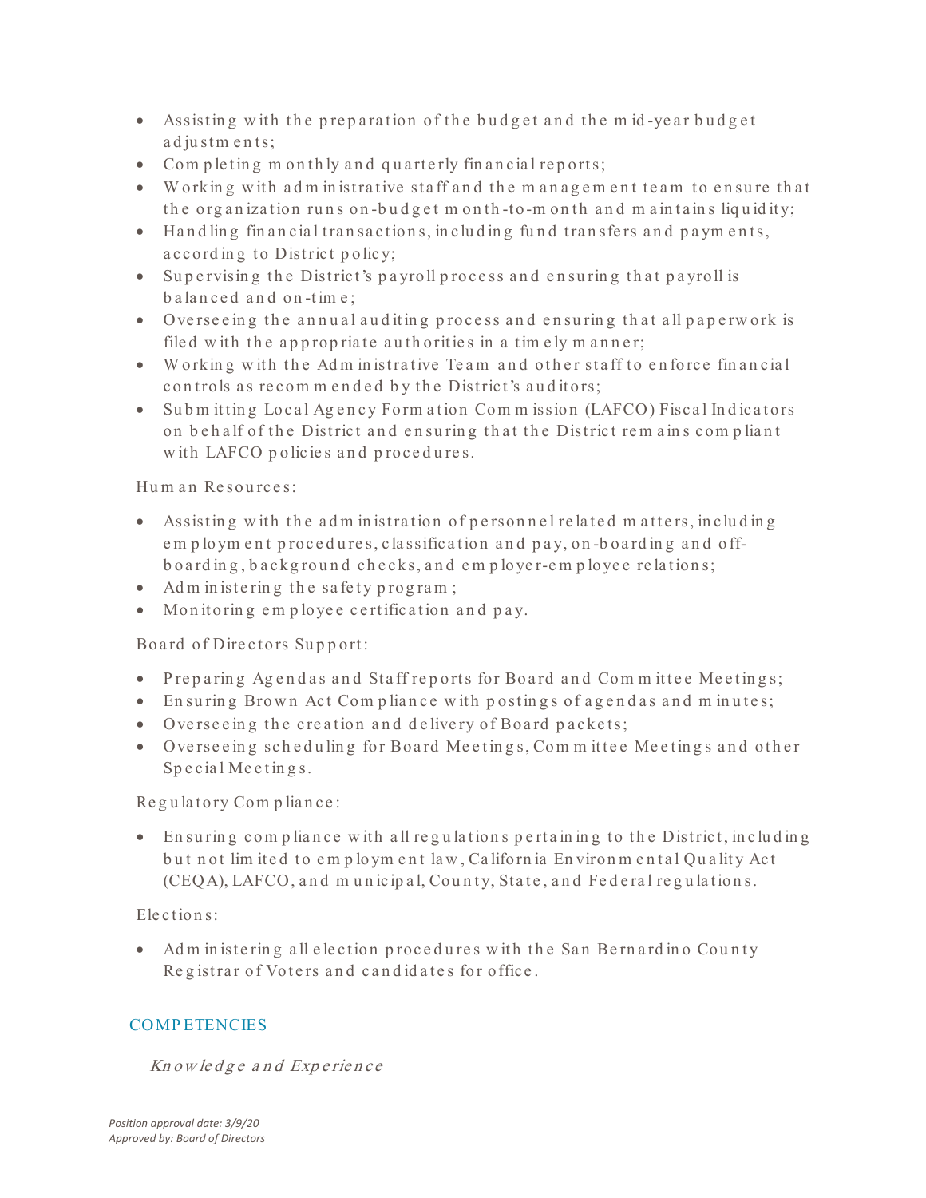- Assisting with the preparation of the budget and the mid-year budget adjustments;
- Completing monthly and quarterly financial reports;
- Working with administrative staff and the management team to ensure that the organization runs on-budget month-to-month and maintains liquidity;
- Handling financial transactions, including fund transfers and payments, according to District policy;
- Supervising the District's payroll process and ensuring that payroll is balanced and on-time;
- Overseeing the annual auditing process and ensuring that all paperwork is filed with the appropriate authorities in a timely manner;
- Working with the Administrative Team and other staff to enforce financial controls as recommended by the District's auditors;
- Submitting Local Agency Formation Commission (LAFCO) Fiscal Indicators on behalf of the District and ensuring that the District remains compliant with LAFCO policies and procedures.

Human Resources:

- Assisting with the administration of personnel related matters, including employment procedures, classification and pay, on-boarding and off-boarding, background checks, and employer-employee relations;
- Administering the safety program;
- Monitoring employee certification and pay.

Board of Directors Support:

- Preparing Agendas and Staff reports for Board and Committee Meetings;
- Ensuring Brown Act Compliance with postings of agendas and minutes;
- Overseeing the creation and delivery of Board packets;
- Overseeing scheduling for Board Meetings, Committee Meetings and other Special Meetings.

Regulatory Compliance:

- Ensuring compliance with all regulations pertaining to the District, including but not limited to employment law, California Environmental Quality Act (CEQA), LAFCO, and municipal, County, State, and Federal regulations.

Elections:

- Administering all election procedures with the San Bernardino County Registrar of Voters and candidates for office.

## COMPETENCIES

*Knowledge and Experience*

*Position approval date: 3/9/20*
*Approved by: Board of Directors*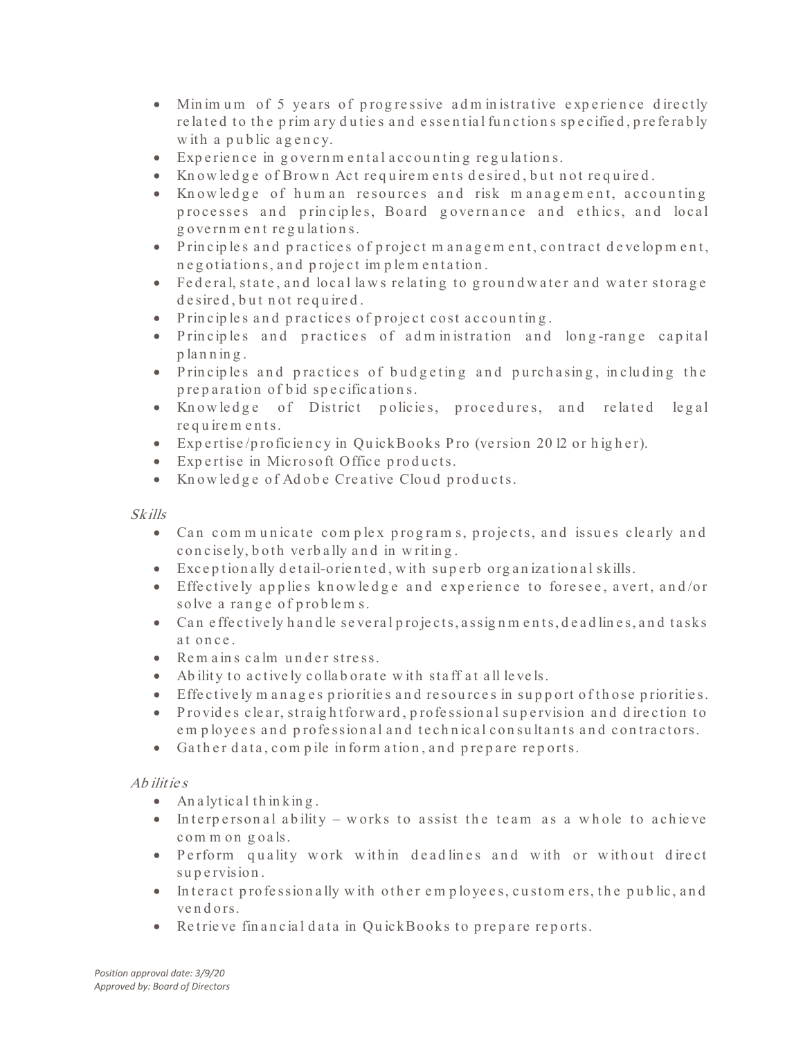- Minimum of 5 years of progressive administrative experience directly related to the primary duties and essential functions specified, preferably with a public agency.
- Experience in governmental accounting regulations.
- Knowledge of Brown Act requirements desired, but not required.
- Knowledge of human resources and risk management, accounting processes and principles, Board governance and ethics, and local government regulations.
- Principles and practices of project management, contract development, negotiations, and project implementation.
- Federal, state, and local laws relating to groundwater and water storage desired, but not required.
- Principles and practices of project cost accounting.
- Principles and practices of administration and long-range capital planning.
- Principles and practices of budgeting and purchasing, including the preparation of bid specifications.
- Knowledge of District policies, procedures, and related legal requirements.
- Expertise/proficiency in QuickBooks Pro (version 2012 or higher).
- Expertise in Microsoft Office products.
- Knowledge of Adobe Creative Cloud products.

*Skills*

- Can communicate complex programs, projects, and issues clearly and concisely, both verbally and in writing.
- Exceptionally detail-oriented, with superb organizational skills.
- Effectively applies knowledge and experience to foresee, avert, and/or solve a range of problems.
- Can effectively handle several projects, assignments, deadlines, and tasks at once.
- Remains calm under stress.
- Ability to actively collaborate with staff at all levels.
- Effectively manages priorities and resources in support of those priorities.
- Provides clear, straightforward, professional supervision and direction to employees and professional and technical consultants and contractors.
- Gather data, compile information, and prepare reports.

*Abilities*

- Analytical thinking.
- Interpersonal ability – works to assist the team as a whole to achieve common goals.
- Perform quality work within deadlines and with or without direct supervision.
- Interact professionally with other employees, customers, the public, and vendors.
- Retrieve financial data in QuickBooks to prepare reports.

*Position approval date: 3/9/20*
*Approved by: Board of Directors*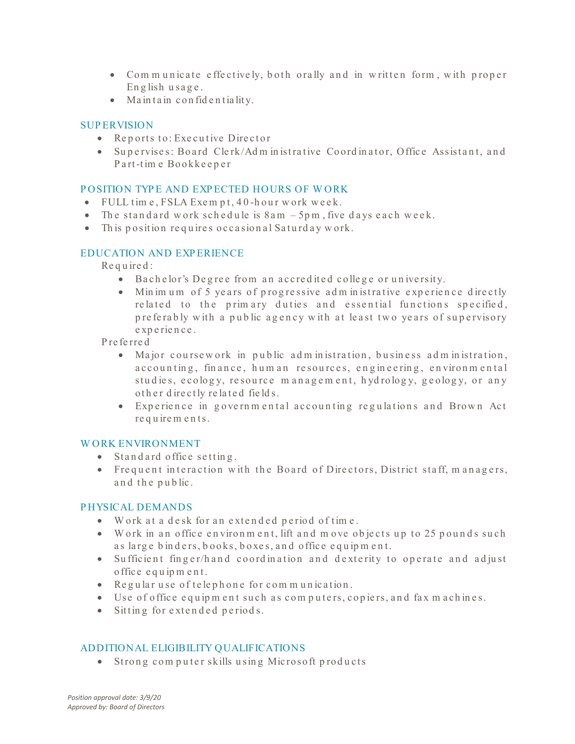- Communicate effectively, both orally and in written form, with proper English usage.
- Maintain confidentiality.

## SUPERVISION

- Reports to: Executive Director
- Supervises: Board Clerk/Administrative Coordinator, Office Assistant, and Part-time Bookkeeper

## POSITION TYPE AND EXPECTED HOURS OF WORK

- FULL time, FSLA Exempt, 40-hour work week.
- The standard work schedule is 8am – 5pm, five days each week.
- This position requires occasional Saturday work.

## EDUCATION AND EXPERIENCE

Required:

- Bachelor's Degree from an accredited college or university.
- Minimum of 5 years of progressive administrative experience directly related to the primary duties and essential functions specified, preferably with a public agency with at least two years of supervisory experience.

Preferred

- Major coursework in public administration, business administration, accounting, finance, human resources, engineering, environmental studies, ecology, resource management, hydrology, geology, or any other directly related fields.
- Experience in governmental accounting regulations and Brown Act requirements.

## WORK ENVIRONMENT

- Standard office setting.
- Frequent interaction with the Board of Directors, District staff, managers, and the public.

## PHYSICAL DEMANDS

- Work at a desk for an extended period of time.
- Work in an office environment, lift and move objects up to 25 pounds such as large binders, books, boxes, and office equipment.
- Sufficient finger/hand coordination and dexterity to operate and adjust office equipment.
- Regular use of telephone for communication.
- Use of office equipment such as computers, copiers, and fax machines.
- Sitting for extended periods.

## ADDITIONAL ELIGIBILITY QUALIFICATIONS

- Strong computer skills using Microsoft products

*Position approval date: 3/9/20*
*Approved by: Board of Directors*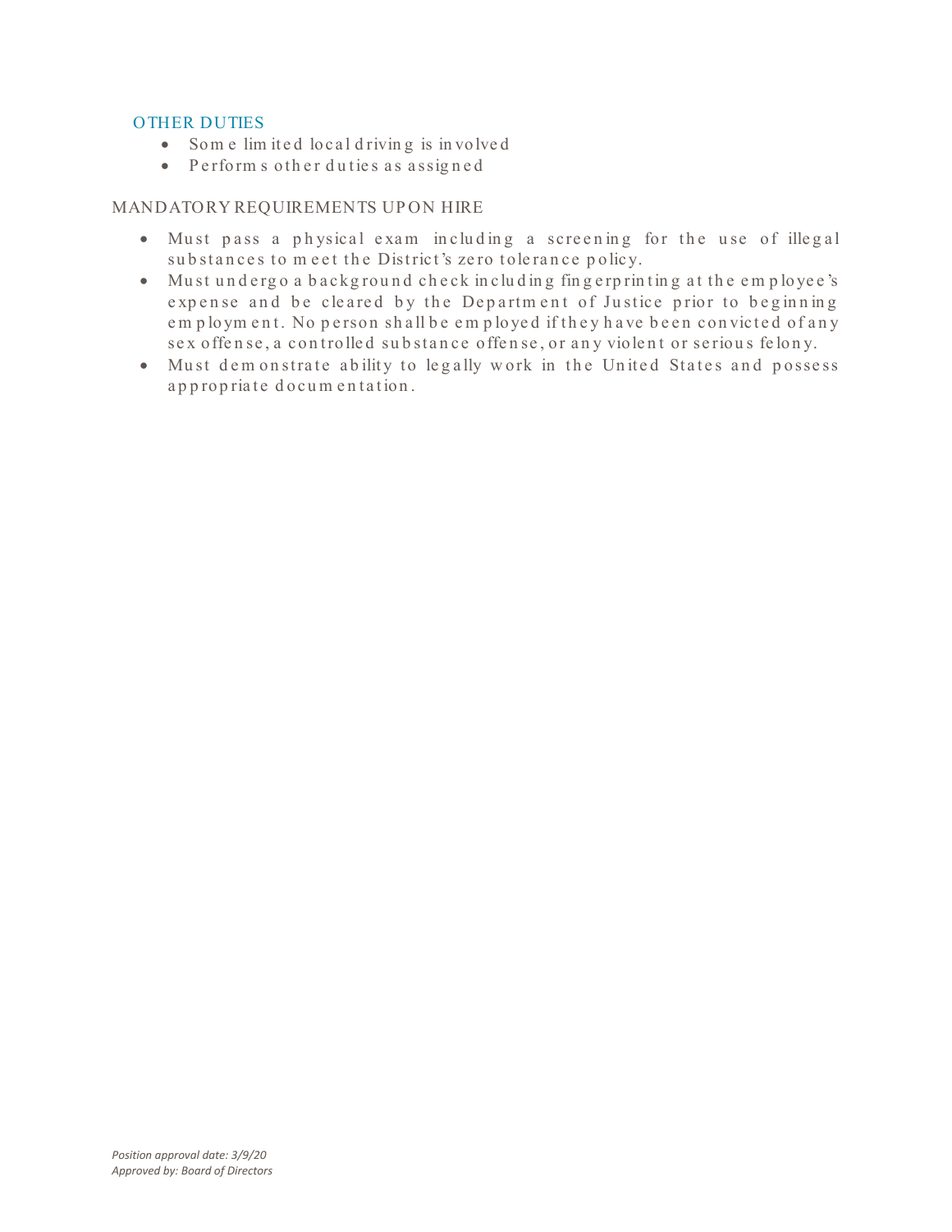### OTHER DUTIES

- Some limited local driving is involved
- Performs other duties as assigned

### MANDATORY REQUIREMENTS UPON HIRE

- Must pass a physical exam including a screening for the use of illegal substances to meet the District's zero tolerance policy.
- Must undergo a background check including fingerprinting at the employee's expense and be cleared by the Department of Justice prior to beginning employment. No person shall be employed if they have been convicted of any sex offense, a controlled substance offense, or any violent or serious felony.
- Must demonstrate ability to legally work in the United States and possess appropriate documentation.

*Position approval date: 3/9/20*
*Approved by: Board of Directors*